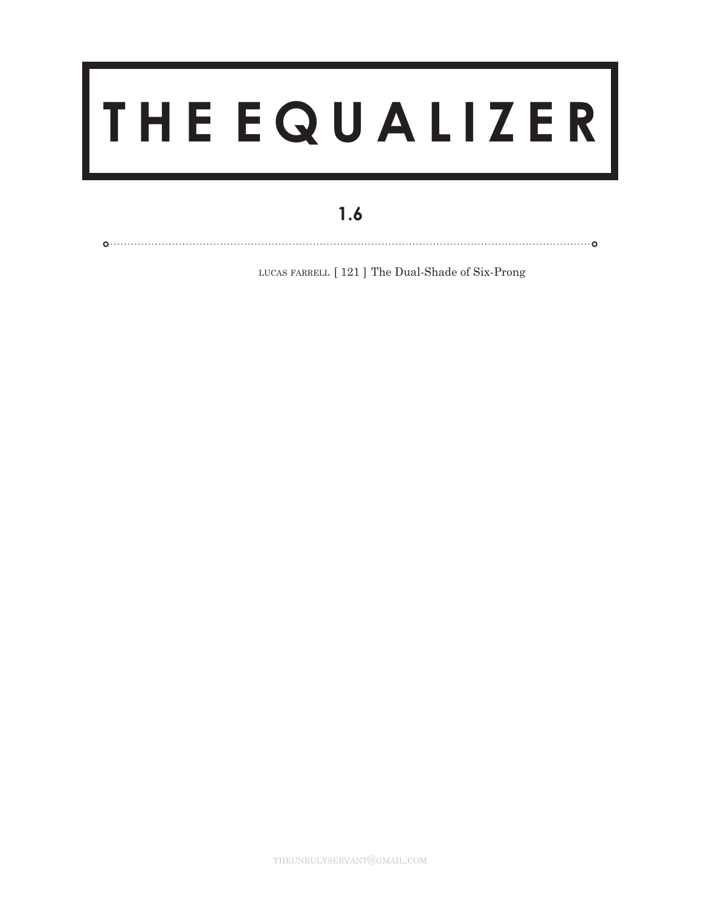# THE EQUALIZER

## 1.6

---

LUCAS FARRELL [ 121 ] The Dual-Shade of Six-Prong

THEUNRULYSERVANT@GMAIL.COM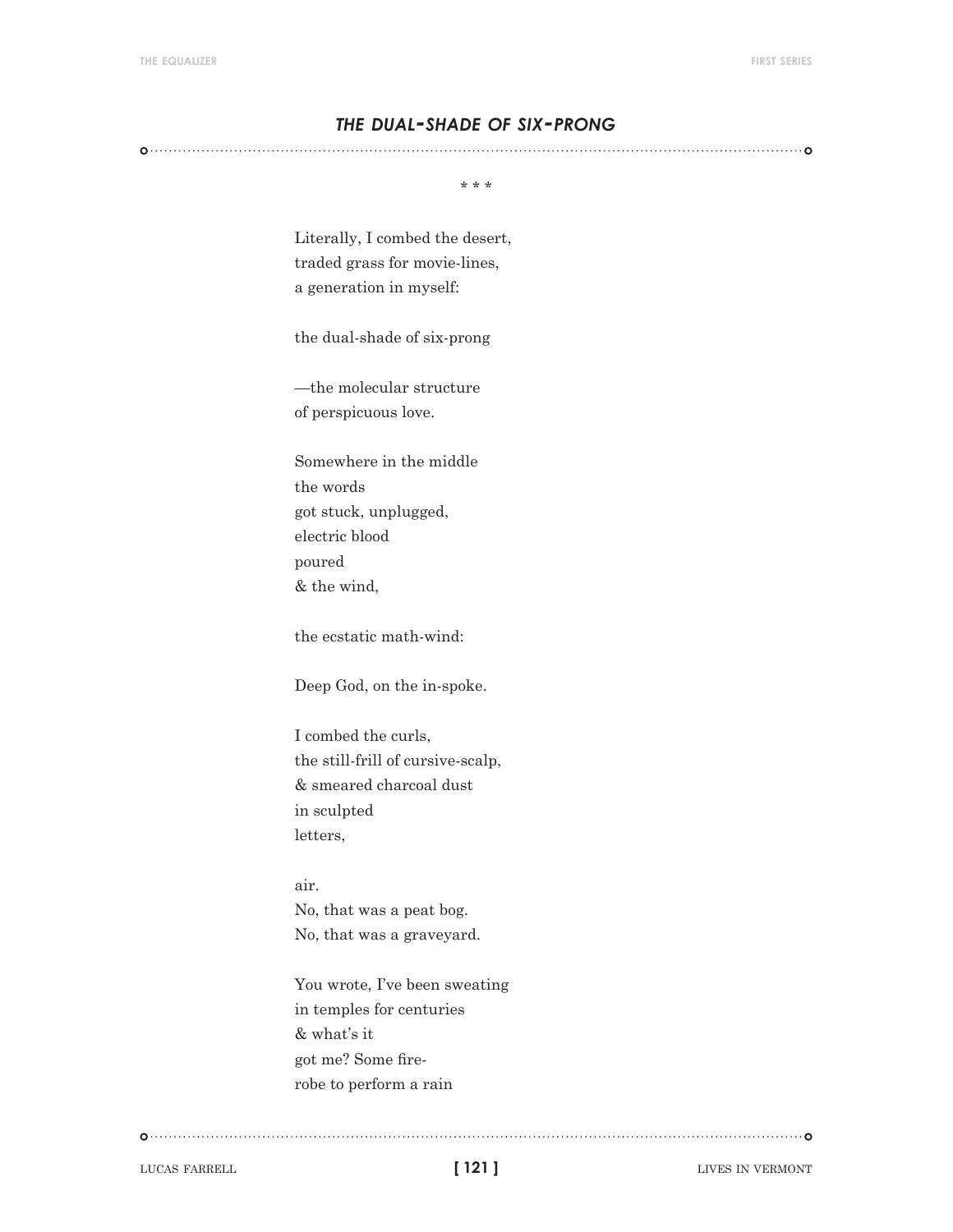## *THE DUAL-SHADE OF SIX-PRONG*

\* \* \*

Literally, I combed the desert,  
traded grass for movie-lines,  
a generation in myself:

the dual-shade of six-prong

—the molecular structure  
of perspicuous love.

Somewhere in the middle  
the words  
got stuck, unplugged,  
electric blood  
poured  
& the wind,

the ecstatic math-wind:

Deep God, on the in-spoke.

I combed the curls,  
the still-frill of cursive-scalp,  
& smeared charcoal dust  
in sculpted  
letters,

air.  
No, that was a peat bog.  
No, that was a graveyard.

You wrote, I've been sweating  
in temples for centuries  
& what's it  
got me? Some fire-  
robe to perform a rain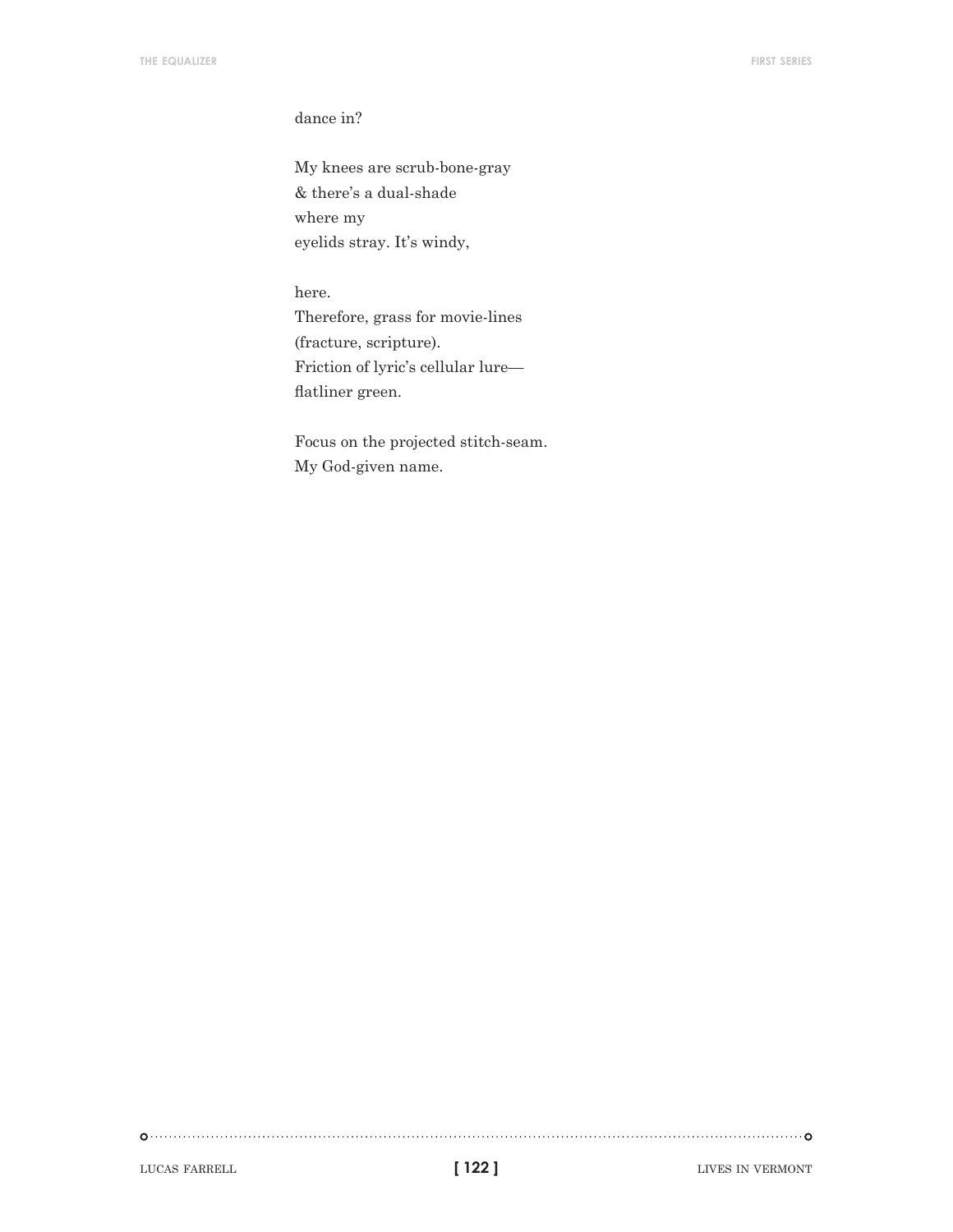dance in?

My knees are scrub-bone-gray  
& there's a dual-shade  
where my  
eyelids stray. It's windy,

here.  
Therefore, grass for movie-lines  
(fracture, scripture).  
Friction of lyric's cellular lure—  
flatliner green.

Focus on the projected stitch-seam.  
My God-given name.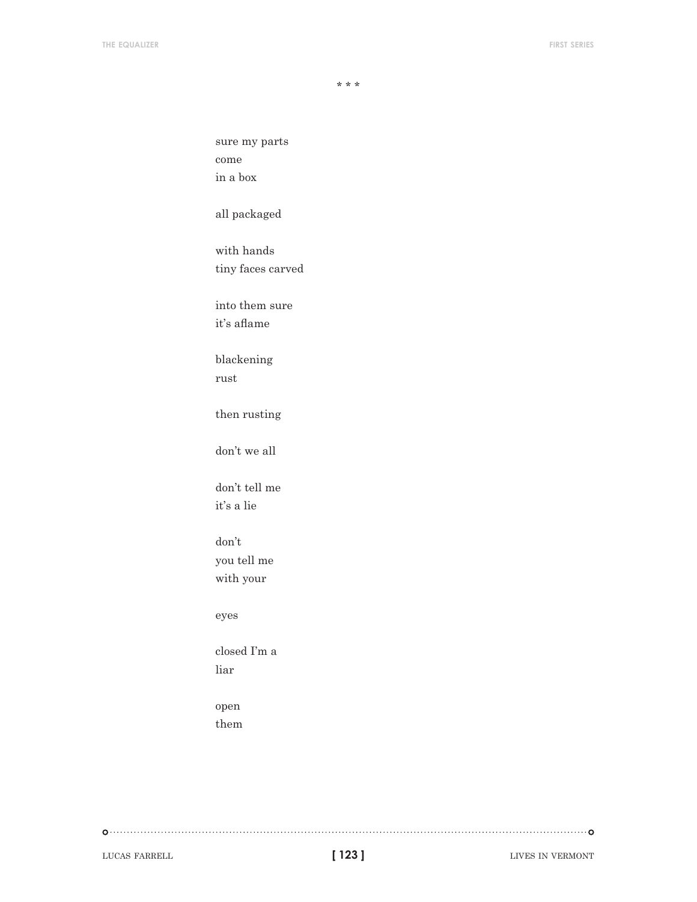\* \* \*

sure my parts  
come  
in a box

all packaged

with hands  
tiny faces carved

into them sure  
it's aflame

blackening  
rust

then rusting

don't we all

don't tell me  
it's a lie

don't  
you tell me  
with your

eyes

closed I'm a  
liar

open  
them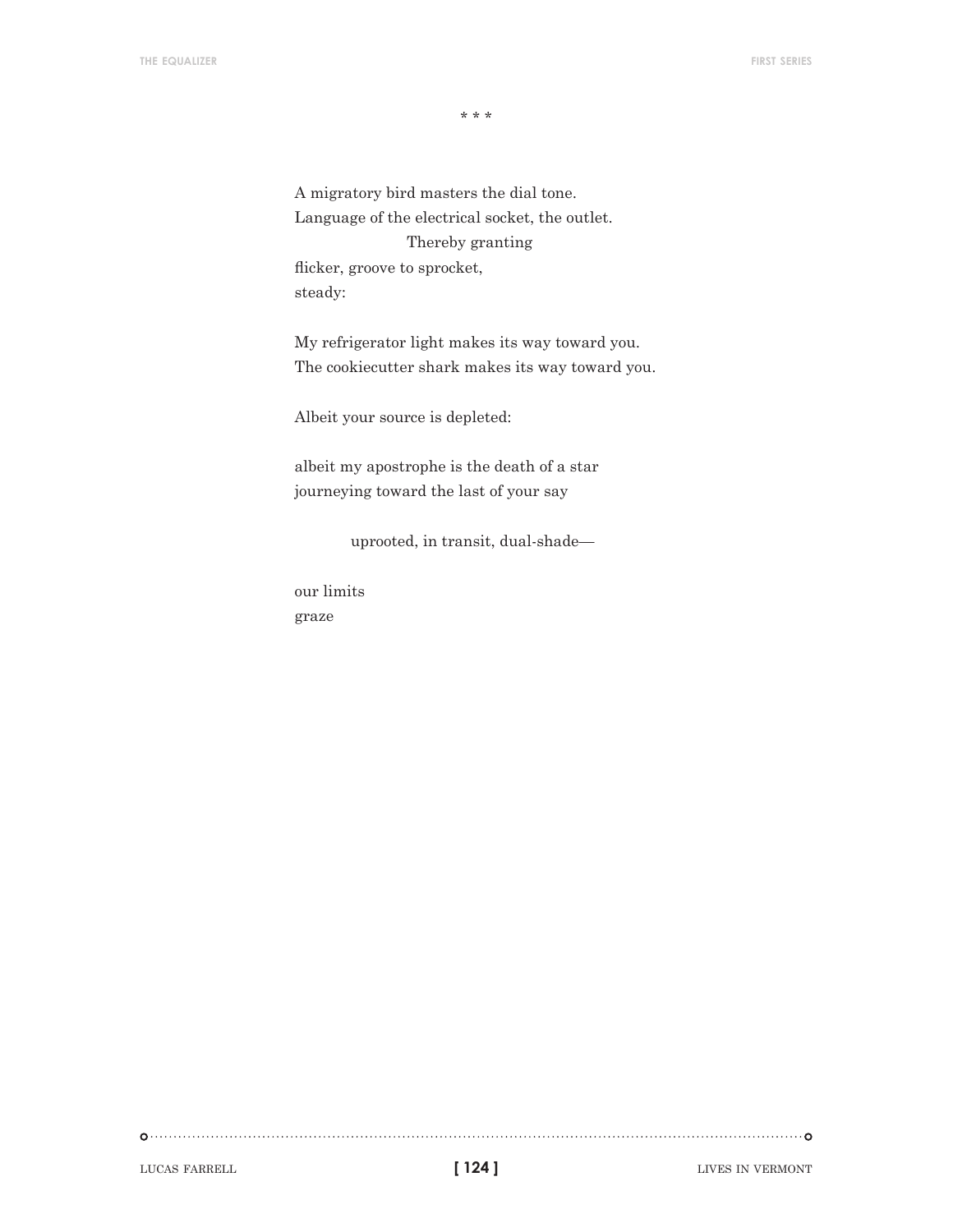\* \* \*

A migratory bird masters the dial tone.  
Language of the electrical socket, the outlet.  
                    Thereby granting  
flicker, groove to sprocket,  
steady:

My refrigerator light makes its way toward you.  
The cookiecutter shark makes its way toward you.

Albeit your source is depleted:

albeit my apostrophe is the death of a star  
journeying toward the last of your say

          uprooted, in transit, dual-shade—

our limits  
graze

LUCAS FARRELL LIVES IN VERMONT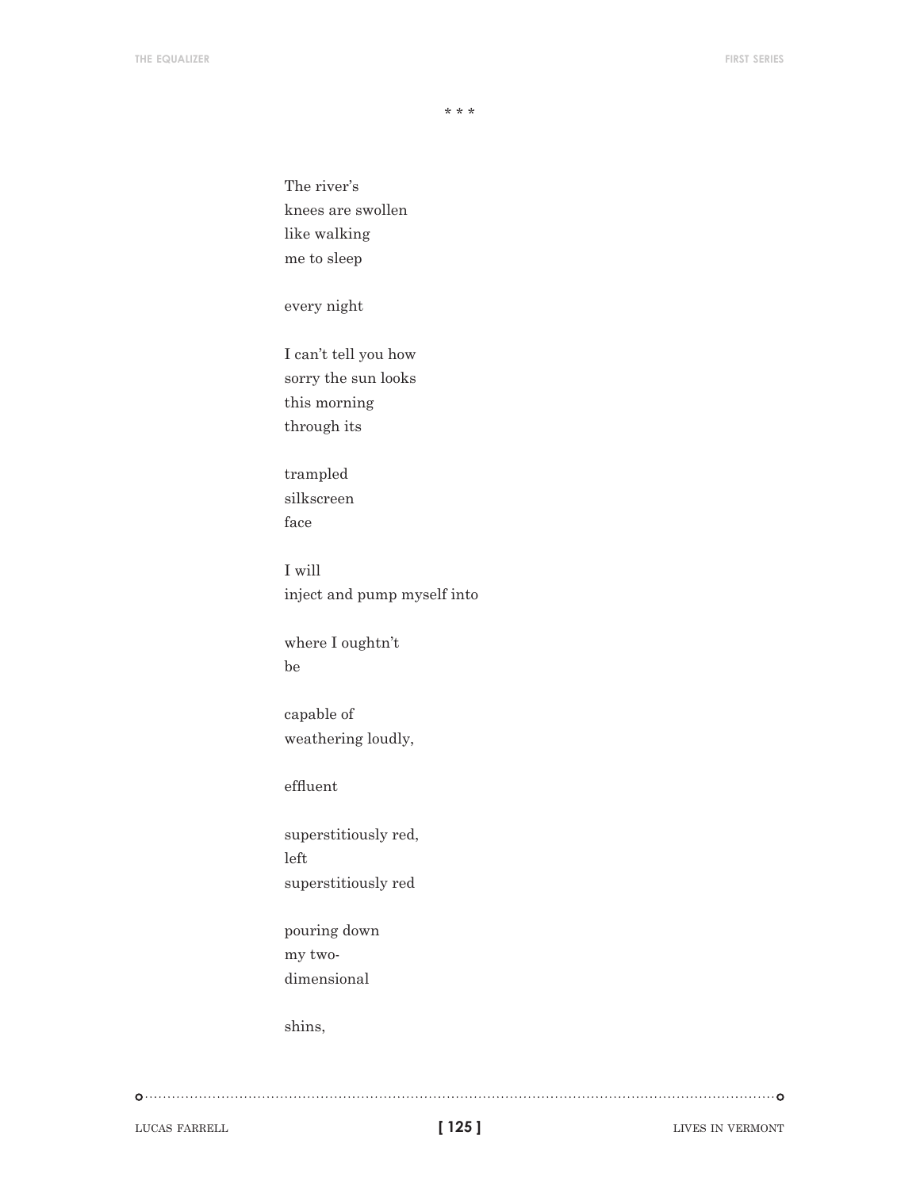\* \* \*

The river's  
knees are swollen  
like walking  
me to sleep

every night

I can't tell you how  
sorry the sun looks  
this morning  
through its

trampled  
silkscreen  
face

I will  
inject and pump myself into

where I oughtn't  
be

capable of  
weathering loudly,

effluent

superstitiously red,  
left  
superstitiously red

pouring down  
my two-  
dimensional

shins,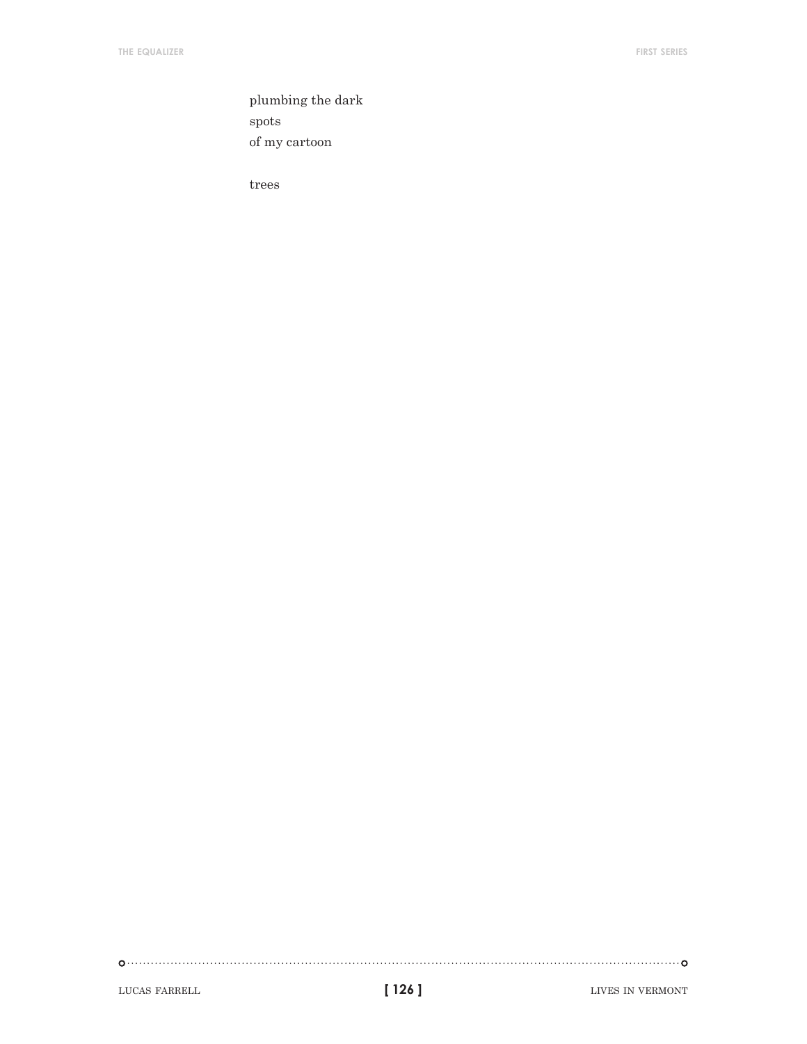plumbing the dark  
spots  
of my cartoon

trees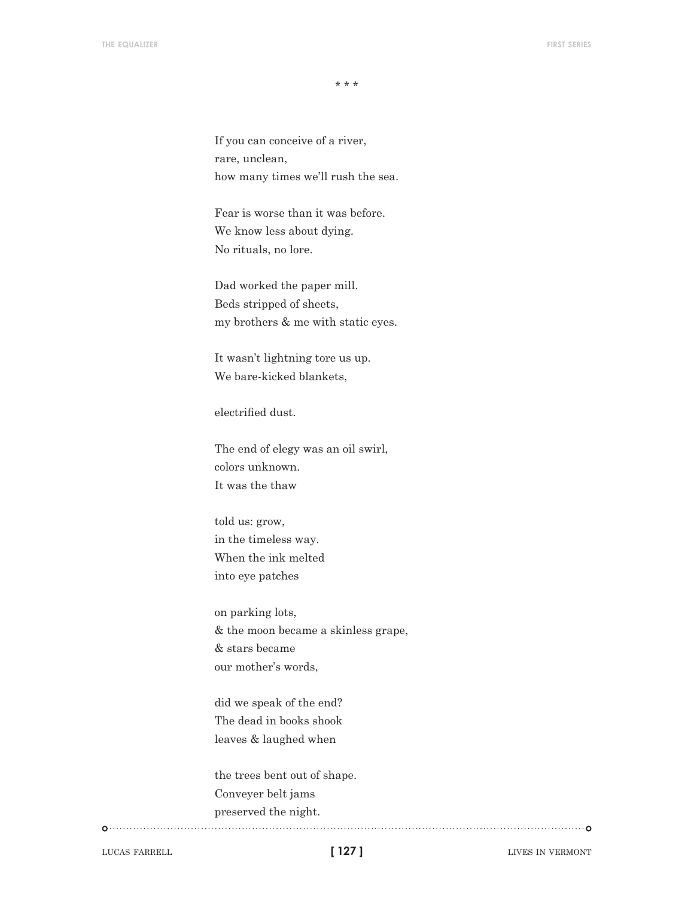\* \* \*

If you can conceive of a river,  
rare, unclean,  
how many times we'll rush the sea.

Fear is worse than it was before.  
We know less about dying.  
No rituals, no lore.

Dad worked the paper mill.  
Beds stripped of sheets,  
my brothers & me with static eyes.

It wasn't lightning tore us up.  
We bare-kicked blankets,

electrified dust.

The end of elegy was an oil swirl,  
colors unknown.  
It was the thaw

told us: grow,  
in the timeless way.  
When the ink melted  
into eye patches

on parking lots,  
& the moon became a skinless grape,  
& stars became  
our mother's words,

did we speak of the end?  
The dead in books shook  
leaves & laughed when

the trees bent out of shape.  
Conveyer belt jams  
preserved the night.

LUCAS FARRELL — LIVES IN VERMONT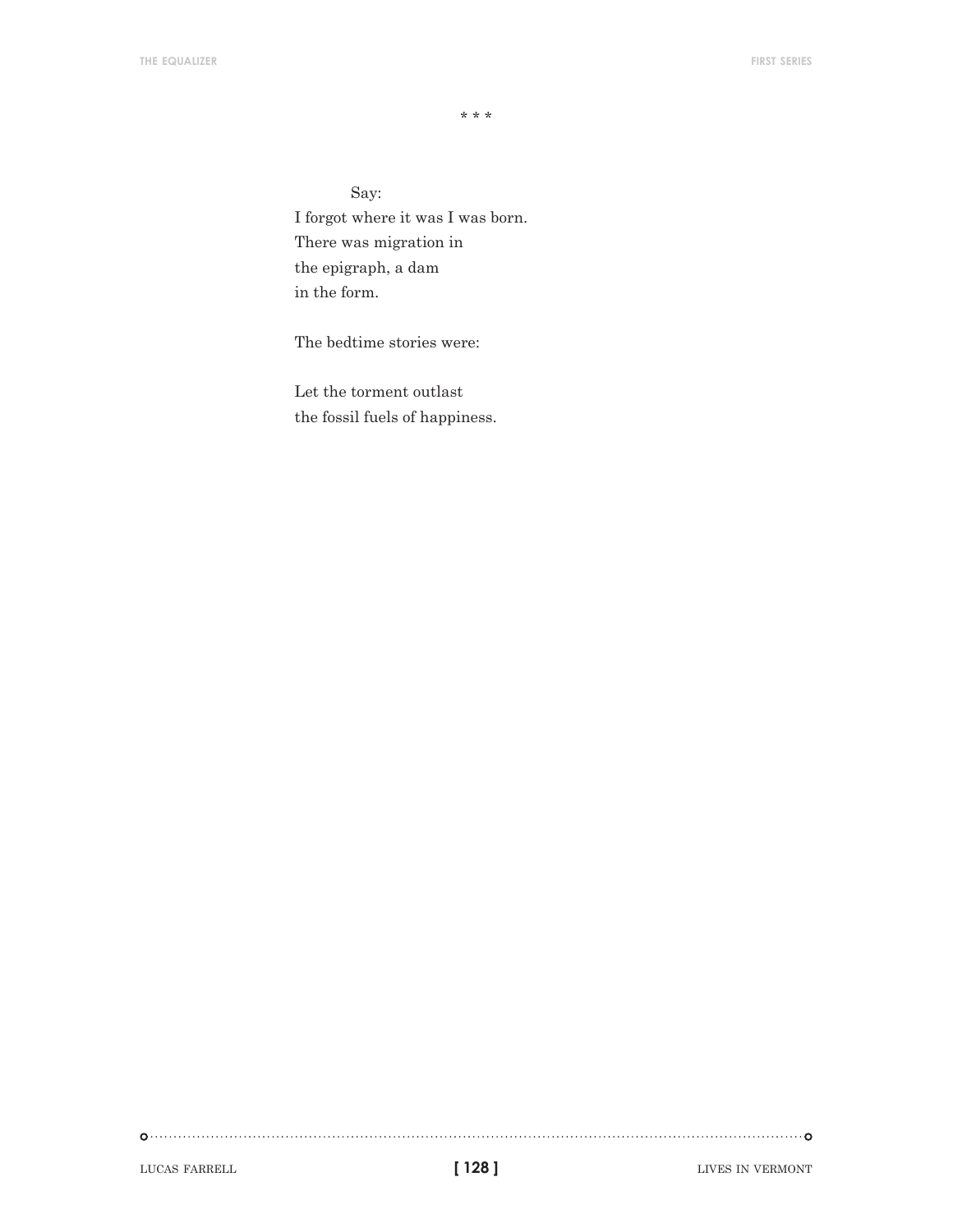\* \* \*

Say:
I forgot where it was I was born.
There was migration in
the epigraph, a dam
in the form.

The bedtime stories were:

Let the torment outlast
the fossil fuels of happiness.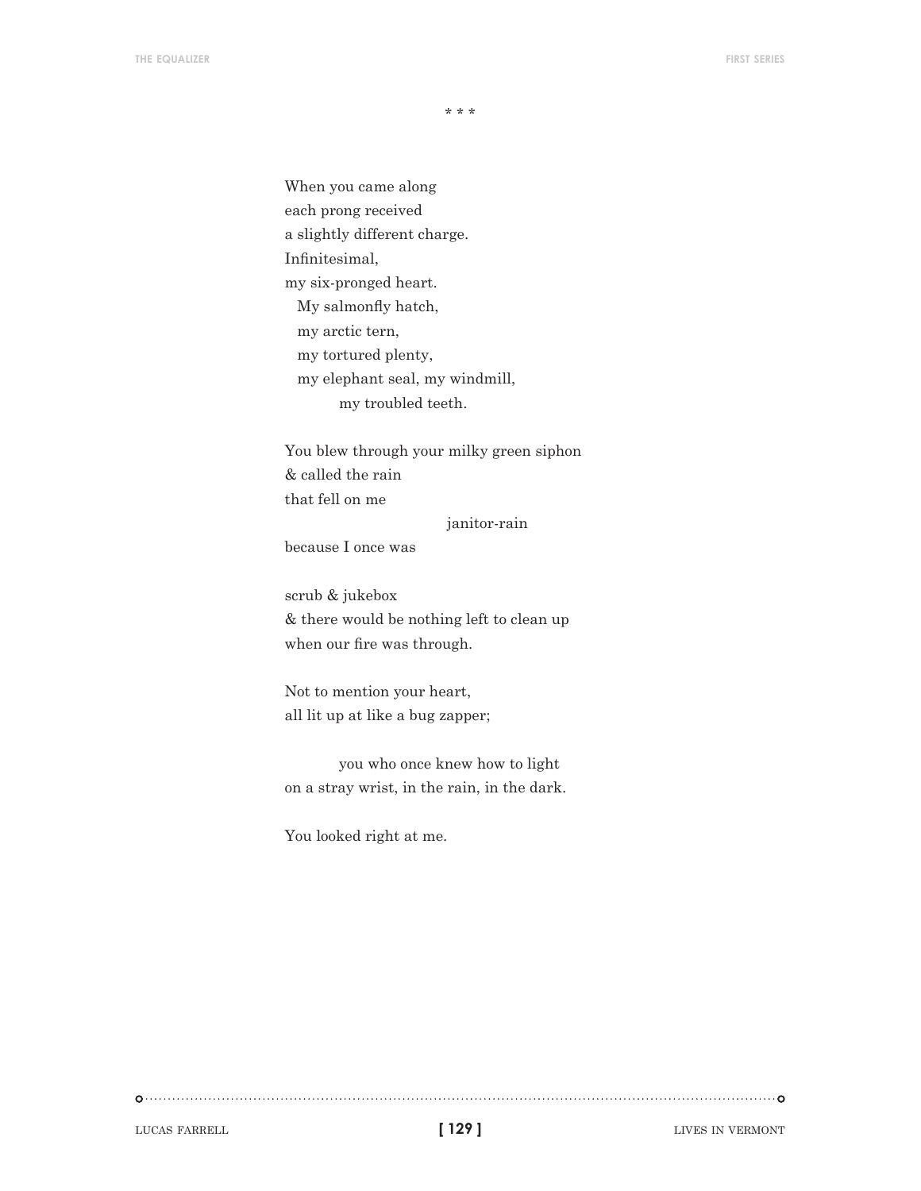\* \* \*

When you came along  
each prong received  
a slightly different charge.  
Infinitesimal,  
my six-pronged heart.  
&nbsp;&nbsp;&nbsp;My salmonfly hatch,  
&nbsp;&nbsp;&nbsp;my arctic tern,  
&nbsp;&nbsp;&nbsp;my tortured plenty,  
&nbsp;&nbsp;&nbsp;my elephant seal, my windmill,  
&nbsp;&nbsp;&nbsp;&nbsp;&nbsp;&nbsp;&nbsp;&nbsp;&nbsp;&nbsp;&nbsp;&nbsp;my troubled teeth.

You blew through your milky green siphon  
& called the rain  
that fell on me  
&nbsp;&nbsp;&nbsp;&nbsp;&nbsp;&nbsp;&nbsp;&nbsp;&nbsp;&nbsp;&nbsp;&nbsp;&nbsp;&nbsp;&nbsp;&nbsp;&nbsp;&nbsp;&nbsp;&nbsp;&nbsp;&nbsp;&nbsp;&nbsp;&nbsp;&nbsp;&nbsp;&nbsp;&nbsp;&nbsp;&nbsp;&nbsp;&nbsp;&nbsp;&nbsp;&nbsp;janitor-rain  
because I once was

scrub & jukebox  
& there would be nothing left to clean up  
when our fire was through.

Not to mention your heart,  
all lit up at like a bug zapper;

&nbsp;&nbsp;&nbsp;&nbsp;&nbsp;&nbsp;&nbsp;&nbsp;&nbsp;&nbsp;&nbsp;&nbsp;you who once knew how to light  
on a stray wrist, in the rain, in the dark.

You looked right at me.

LUCAS FARRELL — LIVES IN VERMONT